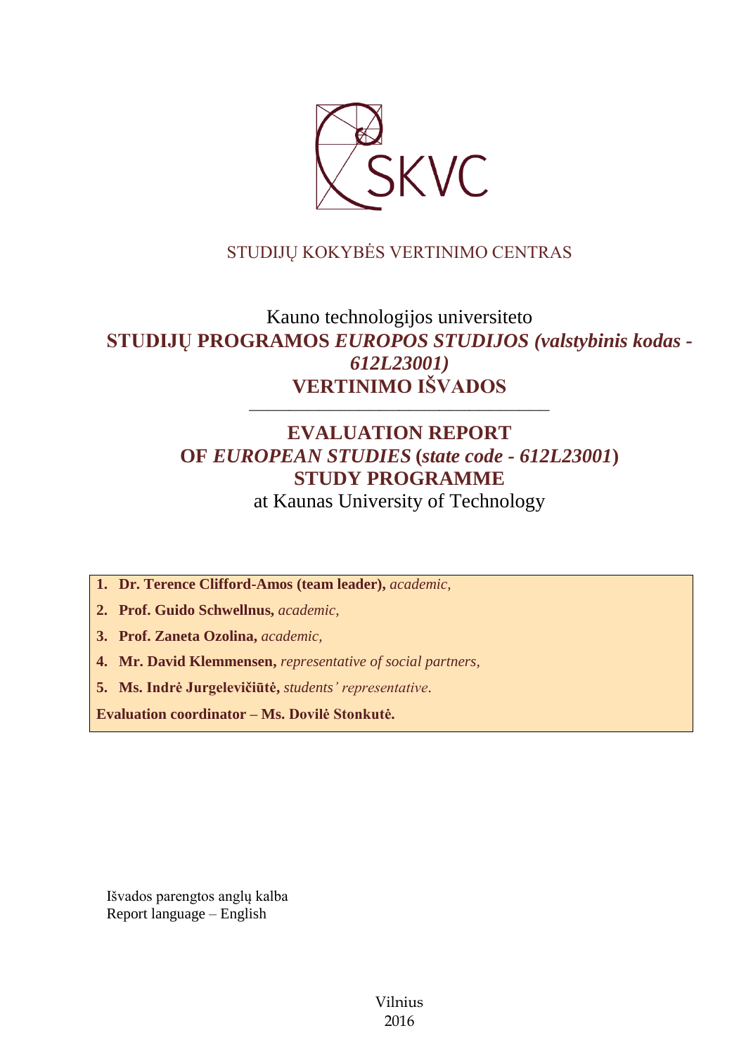SKVC

STUDIJŲ KOKYBĖS VERTINIMO CENTRAS

Kauno technologijos universiteto

**STUDIJŲ PROGRAMOS *EUROPOS STUDIJOS (valstybinis kodas - 612L23001)***

**VERTINIMO IŠVADOS**

---

**EVALUATION REPORT**

**OF *EUROPEAN STUDIES* (*state code - 612L23001*)**

**STUDY PROGRAMME**

at Kaunas University of Technology

1. **Dr. Terence Clifford-Amos (team leader),** *academic,*
2. **Prof. Guido Schwellnus,** *academic,*
3. **Prof. Zaneta Ozolina,** *academic,*
4. **Mr. David Klemmensen,** *representative of social partners,*
5. **Ms. Indrė Jurgelevičiūtė,** *students' representative*.

**Evaluation coordinator – Ms. Dovilė Stonkutė.**

Išvados parengtos anglų kalba

Report language – English

Vilnius

2016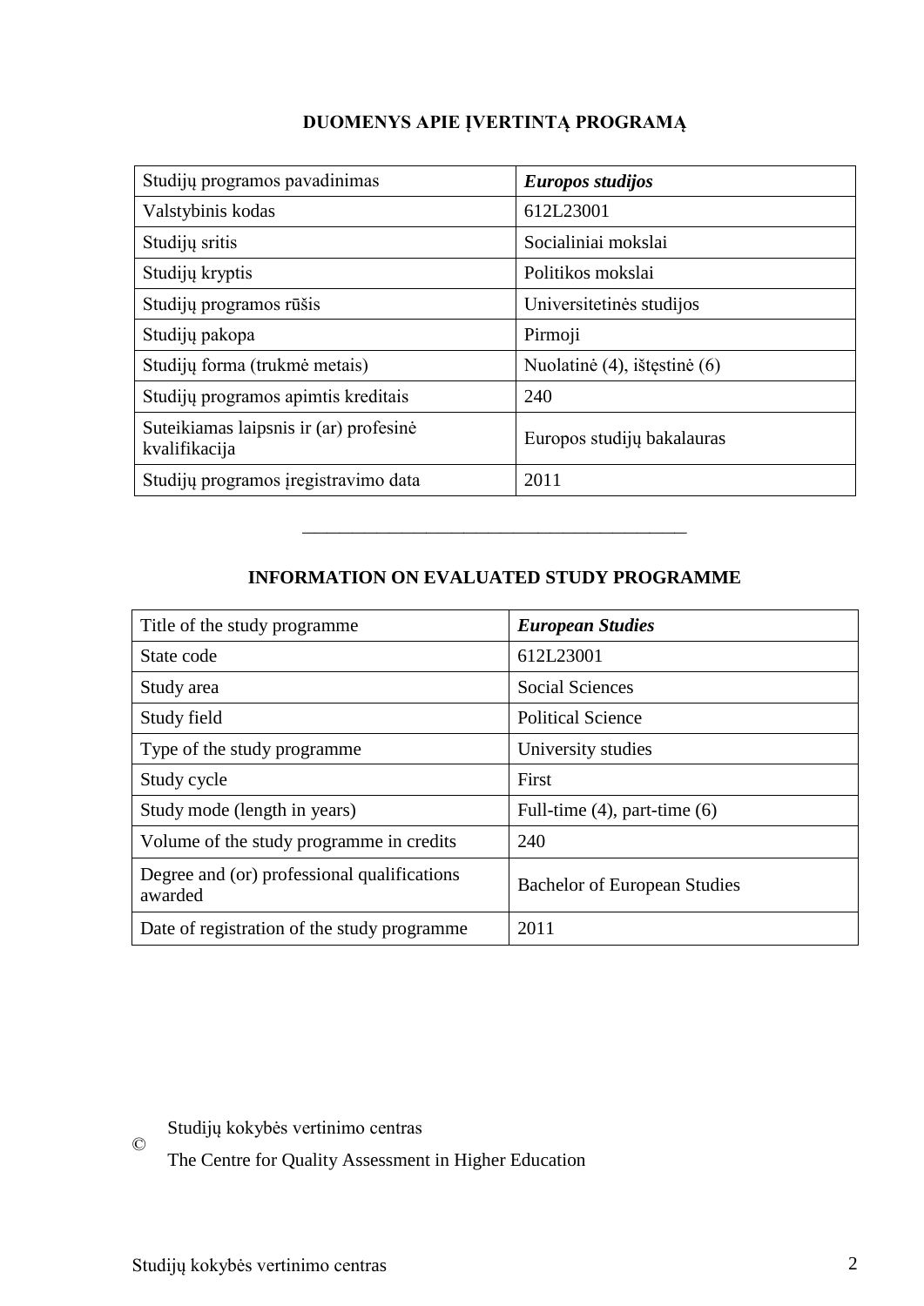# DUOMENYS APIE ĮVERTINTĄ PROGRAMĄ

| Studijų programos pavadinimas | ***Europos studijos*** |
|---|---|
| Valstybinis kodas | 612L23001 |
| Studijų sritis | Socialiniai mokslai |
| Studijų kryptis | Politikos mokslai |
| Studijų programos rūšis | Universitetinės studijos |
| Studijų pakopa | Pirmoji |
| Studijų forma (trukmė metais) | Nuolatinė (4), ištęstinė (6) |
| Studijų programos apimtis kreditais | 240 |
| Suteikiamas laipsnis ir (ar) profesinė kvalifikacija | Europos studijų bakalauras |
| Studijų programos įregistravimo data | 2011 |

---

# INFORMATION ON EVALUATED STUDY PROGRAMME

| Title of the study programme | ***European Studies*** |
|---|---|
| State code | 612L23001 |
| Study area | Social Sciences |
| Study field | Political Science |
| Type of the study programme | University studies |
| Study cycle | First |
| Study mode (length in years) | Full-time (4), part-time (6) |
| Volume of the study programme in credits | 240 |
| Degree and (or) professional qualifications awarded | Bachelor of European Studies |
| Date of registration of the study programme | 2011 |

© Studijų kokybės vertinimo centras

The Centre for Quality Assessment in Higher Education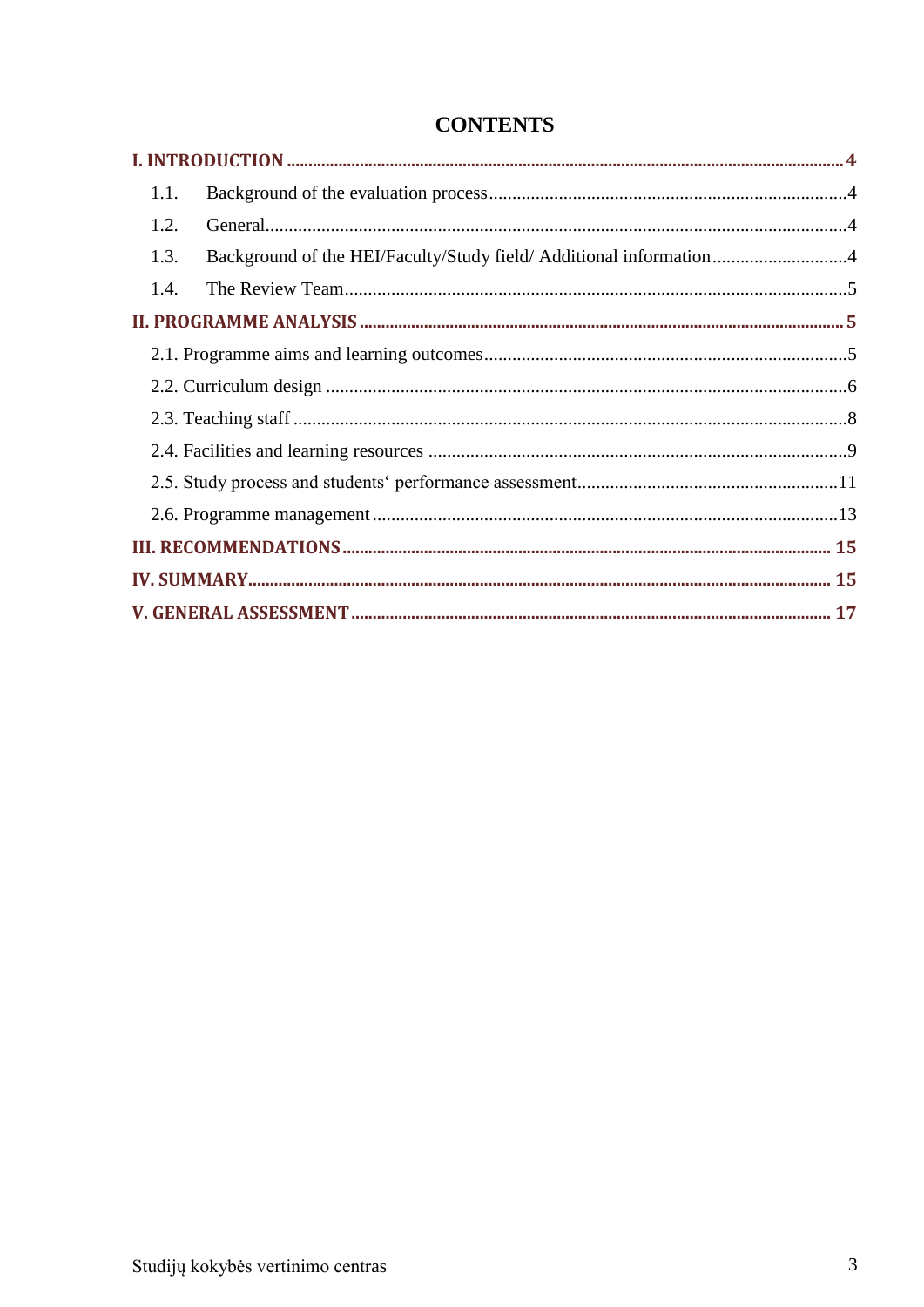# CONTENTS

**I. INTRODUCTION** ..... **4**

1.1. Background of the evaluation process ..... 4

1.2. General ..... 4

1.3. Background of the HEI/Faculty/Study field/ Additional information ..... 4

1.4. The Review Team ..... 5

**II. PROGRAMME ANALYSIS** ..... **5**

2.1. Programme aims and learning outcomes ..... 5

2.2. Curriculum design ..... 6

2.3. Teaching staff ..... 8

2.4. Facilities and learning resources ..... 9

2.5. Study process and students‘ performance assessment ..... 11

2.6. Programme management ..... 13

**III. RECOMMENDATIONS** ..... **15**

**IV. SUMMARY** ..... **15**

**V. GENERAL ASSESSMENT** ..... **17**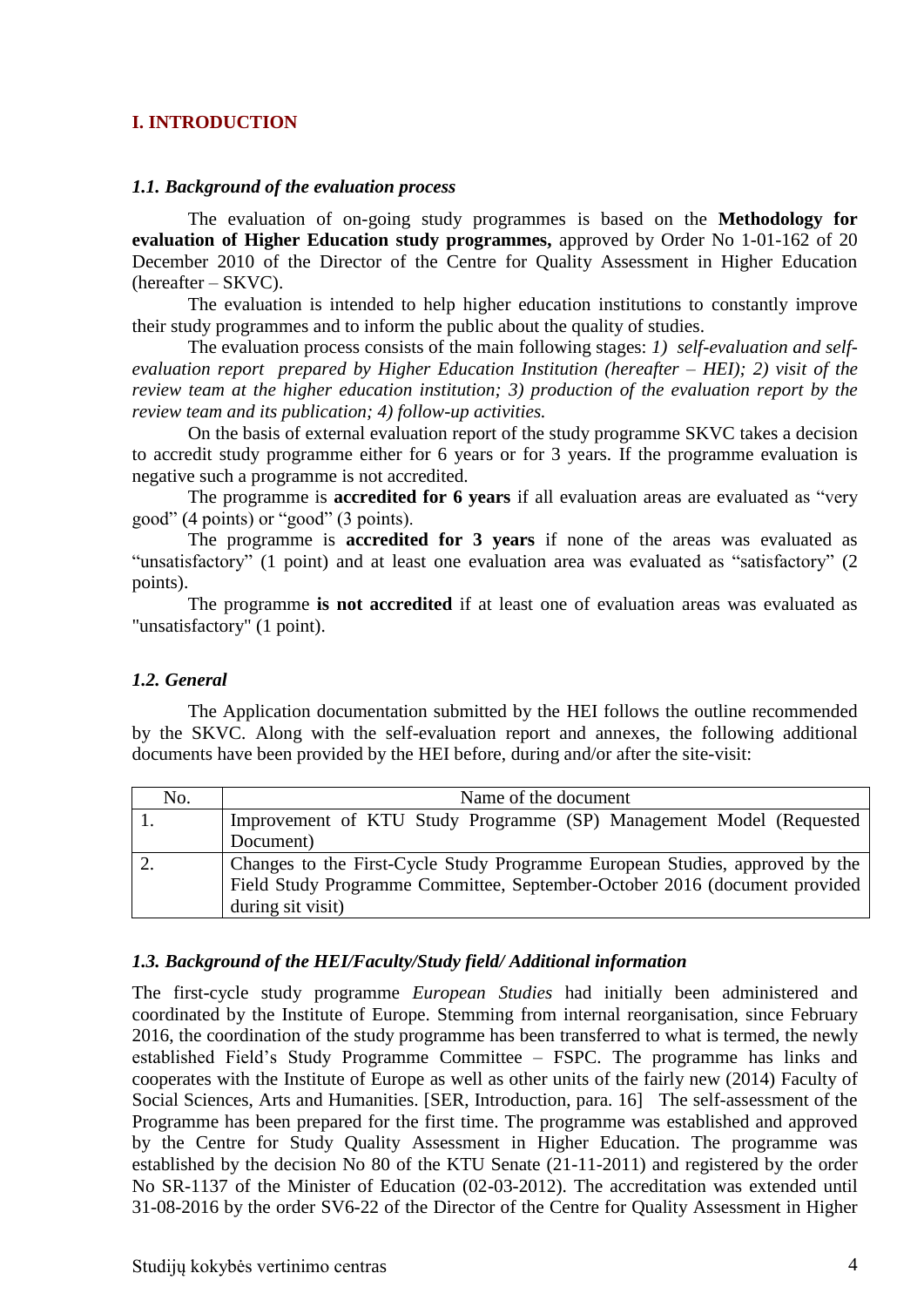## I. INTRODUCTION

### *1.1. Background of the evaluation process*

The evaluation of on-going study programmes is based on the **Methodology for evaluation of Higher Education study programmes,** approved by Order No 1-01-162 of 20 December 2010 of the Director of the Centre for Quality Assessment in Higher Education (hereafter – SKVC).

The evaluation is intended to help higher education institutions to constantly improve their study programmes and to inform the public about the quality of studies.

The evaluation process consists of the main following stages: *1) self-evaluation and self-evaluation report prepared by Higher Education Institution (hereafter – HEI); 2) visit of the review team at the higher education institution; 3) production of the evaluation report by the review team and its publication; 4) follow-up activities.*

On the basis of external evaluation report of the study programme SKVC takes a decision to accredit study programme either for 6 years or for 3 years. If the programme evaluation is negative such a programme is not accredited.

The programme is **accredited for 6 years** if all evaluation areas are evaluated as "very good" (4 points) or "good" (3 points).

The programme is **accredited for 3 years** if none of the areas was evaluated as "unsatisfactory" (1 point) and at least one evaluation area was evaluated as "satisfactory" (2 points).

The programme **is not accredited** if at least one of evaluation areas was evaluated as "unsatisfactory" (1 point).

### *1.2. General*

The Application documentation submitted by the HEI follows the outline recommended by the SKVC. Along with the self-evaluation report and annexes, the following additional documents have been provided by the HEI before, during and/or after the site-visit:

| No. | Name of the document |
|---|---|
| 1. | Improvement of KTU Study Programme (SP) Management Model (Requested Document) |
| 2. | Changes to the First-Cycle Study Programme European Studies, approved by the Field Study Programme Committee, September-October 2016 (document provided during sit visit) |

### *1.3. Background of the HEI/Faculty/Study field/ Additional information*

The first-cycle study programme *European Studies* had initially been administered and coordinated by the Institute of Europe. Stemming from internal reorganisation, since February 2016, the coordination of the study programme has been transferred to what is termed, the newly established Field's Study Programme Committee – FSPC. The programme has links and cooperates with the Institute of Europe as well as other units of the fairly new (2014) Faculty of Social Sciences, Arts and Humanities. [SER, Introduction, para. 16] The self-assessment of the Programme has been prepared for the first time. The programme was established and approved by the Centre for Study Quality Assessment in Higher Education. The programme was established by the decision No 80 of the KTU Senate (21-11-2011) and registered by the order No SR-1137 of the Minister of Education (02-03-2012). The accreditation was extended until 31-08-2016 by the order SV6-22 of the Director of the Centre for Quality Assessment in Higher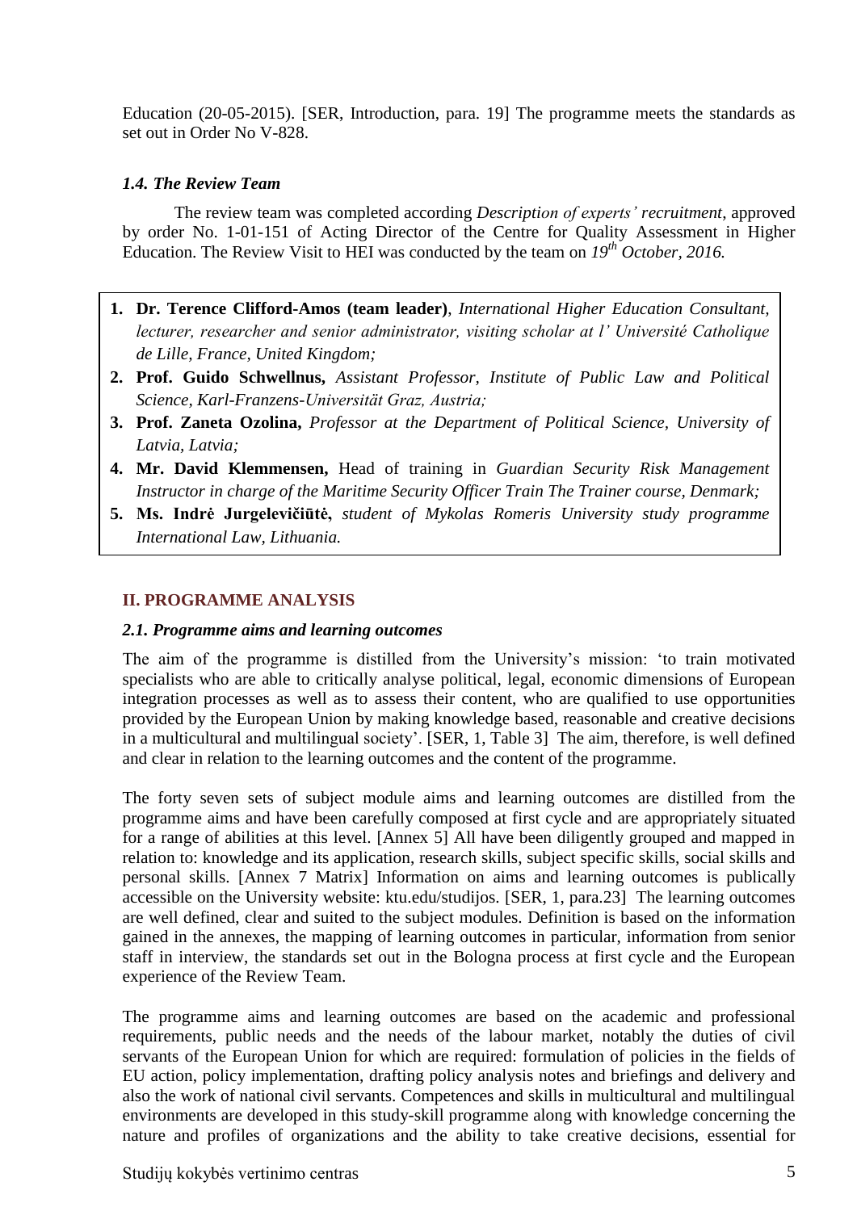Education (20-05-2015). [SER, Introduction, para. 19] The programme meets the standards as set out in Order No V-828.

### *1.4. The Review Team*

The review team was completed according *Description of experts' recruitment*, approved by order No. 1-01-151 of Acting Director of the Centre for Quality Assessment in Higher Education. The Review Visit to HEI was conducted by the team on *19th October, 2016.*

1. **Dr. Terence Clifford-Amos (team leader)**, *International Higher Education Consultant, lecturer, researcher and senior administrator, visiting scholar at l' Université Catholique de Lille, France, United Kingdom;*
2. **Prof. Guido Schwellnus,** *Assistant Professor, Institute of Public Law and Political Science, Karl-Franzens-Universität Graz, Austria;*
3. **Prof. Zaneta Ozolina,** *Professor at the Department of Political Science, University of Latvia, Latvia;*
4. **Mr. David Klemmensen,** Head of training in *Guardian Security Risk Management Instructor in charge of the Maritime Security Officer Train The Trainer course, Denmark;*
5. **Ms. Indrė Jurgelevičiūtė,** *student of Mykolas Romeris University study programme International Law, Lithuania.*

## II. PROGRAMME ANALYSIS

### *2.1. Programme aims and learning outcomes*

The aim of the programme is distilled from the University's mission: 'to train motivated specialists who are able to critically analyse political, legal, economic dimensions of European integration processes as well as to assess their content, who are qualified to use opportunities provided by the European Union by making knowledge based, reasonable and creative decisions in a multicultural and multilingual society'. [SER, 1, Table 3] The aim, therefore, is well defined and clear in relation to the learning outcomes and the content of the programme.

The forty seven sets of subject module aims and learning outcomes are distilled from the programme aims and have been carefully composed at first cycle and are appropriately situated for a range of abilities at this level. [Annex 5] All have been diligently grouped and mapped in relation to: knowledge and its application, research skills, subject specific skills, social skills and personal skills. [Annex 7 Matrix] Information on aims and learning outcomes is publically accessible on the University website: ktu.edu/studijos. [SER, 1, para.23] The learning outcomes are well defined, clear and suited to the subject modules. Definition is based on the information gained in the annexes, the mapping of learning outcomes in particular, information from senior staff in interview, the standards set out in the Bologna process at first cycle and the European experience of the Review Team.

The programme aims and learning outcomes are based on the academic and professional requirements, public needs and the needs of the labour market, notably the duties of civil servants of the European Union for which are required: formulation of policies in the fields of EU action, policy implementation, drafting policy analysis notes and briefings and delivery and also the work of national civil servants. Competences and skills in multicultural and multilingual environments are developed in this study-skill programme along with knowledge concerning the nature and profiles of organizations and the ability to take creative decisions, essential for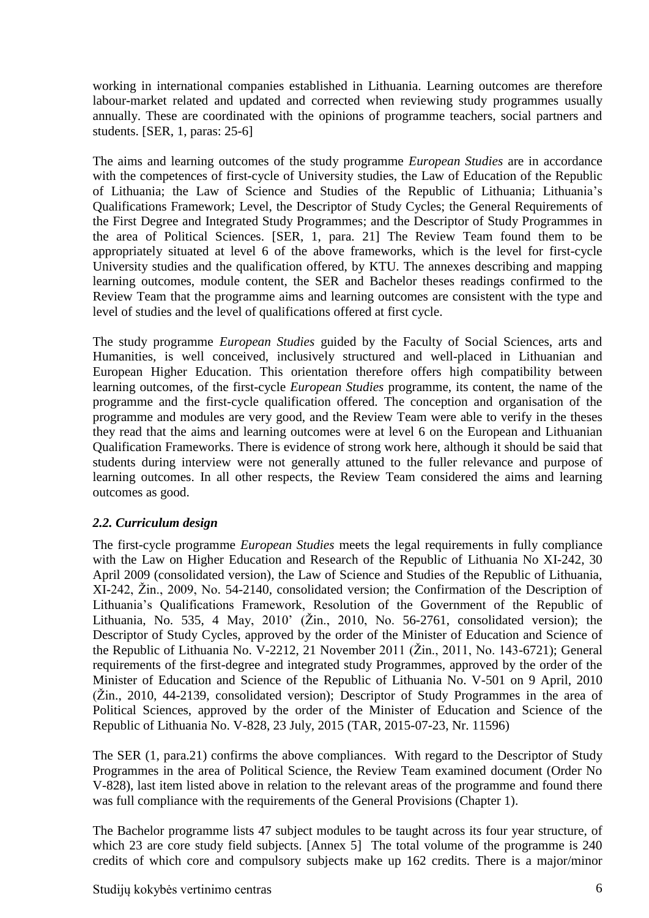working in international companies established in Lithuania. Learning outcomes are therefore labour-market related and updated and corrected when reviewing study programmes usually annually. These are coordinated with the opinions of programme teachers, social partners and students. [SER, 1, paras: 25-6]

The aims and learning outcomes of the study programme *European Studies* are in accordance with the competences of first-cycle of University studies, the Law of Education of the Republic of Lithuania; the Law of Science and Studies of the Republic of Lithuania; Lithuania's Qualifications Framework; Level, the Descriptor of Study Cycles; the General Requirements of the First Degree and Integrated Study Programmes; and the Descriptor of Study Programmes in the area of Political Sciences. [SER, 1, para. 21] The Review Team found them to be appropriately situated at level 6 of the above frameworks, which is the level for first-cycle University studies and the qualification offered, by KTU. The annexes describing and mapping learning outcomes, module content, the SER and Bachelor theses readings confirmed to the Review Team that the programme aims and learning outcomes are consistent with the type and level of studies and the level of qualifications offered at first cycle.

The study programme *European Studies* guided by the Faculty of Social Sciences, arts and Humanities, is well conceived, inclusively structured and well-placed in Lithuanian and European Higher Education. This orientation therefore offers high compatibility between learning outcomes, of the first-cycle *European Studies* programme, its content, the name of the programme and the first-cycle qualification offered. The conception and organisation of the programme and modules are very good, and the Review Team were able to verify in the theses they read that the aims and learning outcomes were at level 6 on the European and Lithuanian Qualification Frameworks. There is evidence of strong work here, although it should be said that students during interview were not generally attuned to the fuller relevance and purpose of learning outcomes. In all other respects, the Review Team considered the aims and learning outcomes as good.

### *2.2. Curriculum design*

The first-cycle programme *European Studies* meets the legal requirements in fully compliance with the Law on Higher Education and Research of the Republic of Lithuania No XI-242, 30 April 2009 (consolidated version), the Law of Science and Studies of the Republic of Lithuania, XI-242, Žin., 2009, No. 54-2140, consolidated version; the Confirmation of the Description of Lithuania's Qualifications Framework, Resolution of the Government of the Republic of Lithuania, No. 535, 4 May, 2010' (Žin., 2010, No. 56-2761, consolidated version); the Descriptor of Study Cycles, approved by the order of the Minister of Education and Science of the Republic of Lithuania No. V-2212, 21 November 2011 (Žin., 2011, No. 143-6721); General requirements of the first-degree and integrated study Programmes, approved by the order of the Minister of Education and Science of the Republic of Lithuania No. V-501 on 9 April, 2010 (Žin., 2010, 44-2139, consolidated version); Descriptor of Study Programmes in the area of Political Sciences, approved by the order of the Minister of Education and Science of the Republic of Lithuania No. V-828, 23 July, 2015 (TAR, 2015-07-23, Nr. 11596)

The SER (1, para.21) confirms the above compliances. With regard to the Descriptor of Study Programmes in the area of Political Science, the Review Team examined document (Order No V-828), last item listed above in relation to the relevant areas of the programme and found there was full compliance with the requirements of the General Provisions (Chapter 1).

The Bachelor programme lists 47 subject modules to be taught across its four year structure, of which 23 are core study field subjects. [Annex 5] The total volume of the programme is 240 credits of which core and compulsory subjects make up 162 credits. There is a major/minor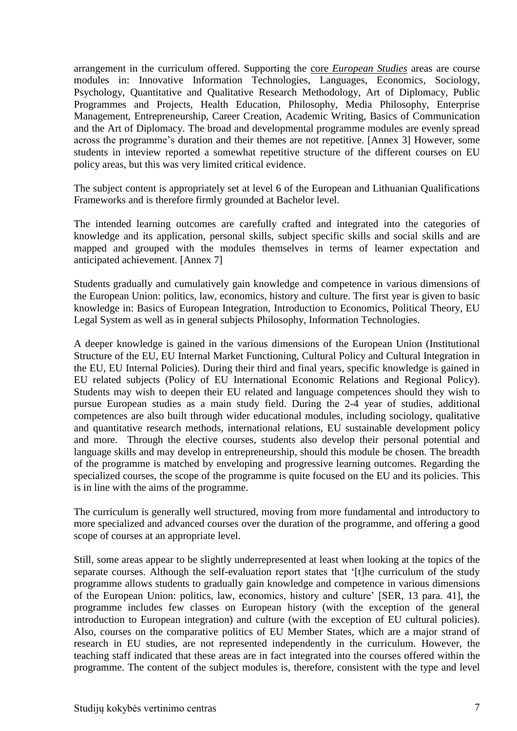arrangement in the curriculum offered. Supporting the core *European Studies* areas are course modules in: Innovative Information Technologies, Languages, Economics, Sociology, Psychology, Quantitative and Qualitative Research Methodology, Art of Diplomacy, Public Programmes and Projects, Health Education, Philosophy, Media Philosophy, Enterprise Management, Entrepreneurship, Career Creation, Academic Writing, Basics of Communication and the Art of Diplomacy. The broad and developmental programme modules are evenly spread across the programme's duration and their themes are not repetitive. [Annex 3] However, some students in inteview reported a somewhat repetitive structure of the different courses on EU policy areas, but this was very limited critical evidence.

The subject content is appropriately set at level 6 of the European and Lithuanian Qualifications Frameworks and is therefore firmly grounded at Bachelor level.

The intended learning outcomes are carefully crafted and integrated into the categories of knowledge and its application, personal skills, subject specific skills and social skills and are mapped and grouped with the modules themselves in terms of learner expectation and anticipated achievement. [Annex 7]

Students gradually and cumulatively gain knowledge and competence in various dimensions of the European Union: politics, law, economics, history and culture. The first year is given to basic knowledge in: Basics of European Integration, Introduction to Economics, Political Theory, EU Legal System as well as in general subjects Philosophy, Information Technologies.

A deeper knowledge is gained in the various dimensions of the European Union (Institutional Structure of the EU, EU Internal Market Functioning, Cultural Policy and Cultural Integration in the EU, EU Internal Policies). During their third and final years, specific knowledge is gained in EU related subjects (Policy of EU International Economic Relations and Regional Policy). Students may wish to deepen their EU related and language competences should they wish to pursue European studies as a main study field. During the 2-4 year of studies, additional competences are also built through wider educational modules, including sociology, qualitative and quantitative research methods, international relations, EU sustainable development policy and more. Through the elective courses, students also develop their personal potential and language skills and may develop in entrepreneurship, should this module be chosen. The breadth of the programme is matched by enveloping and progressive learning outcomes. Regarding the specialized courses, the scope of the programme is quite focused on the EU and its policies. This is in line with the aims of the programme.

The curriculum is generally well structured, moving from more fundamental and introductory to more specialized and advanced courses over the duration of the programme, and offering a good scope of courses at an appropriate level.

Still, some areas appear to be slightly underrepresented at least when looking at the topics of the separate courses. Although the self-evaluation report states that '[t]he curriculum of the study programme allows students to gradually gain knowledge and competence in various dimensions of the European Union: politics, law, economics, history and culture' [SER, 13 para. 41], the programme includes few classes on European history (with the exception of the general introduction to European integration) and culture (with the exception of EU cultural policies). Also, courses on the comparative politics of EU Member States, which are a major strand of research in EU studies, are not represented independently in the curriculum. However, the teaching staff indicated that these areas are in fact integrated into the courses offered within the programme. The content of the subject modules is, therefore, consistent with the type and level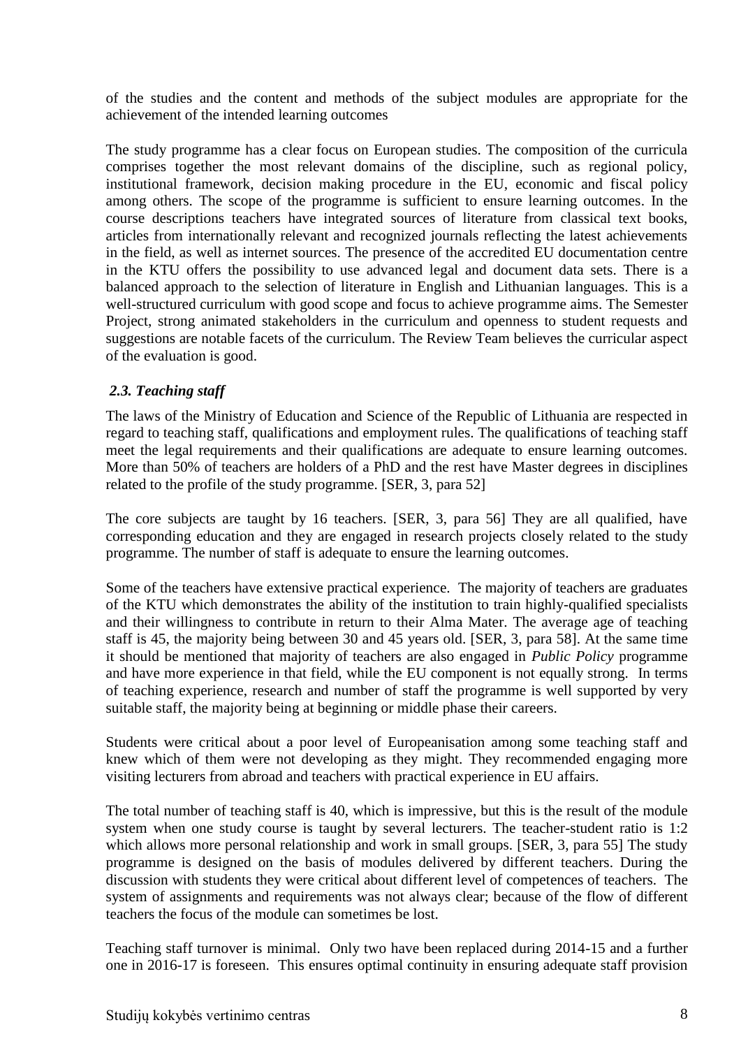of the studies and the content and methods of the subject modules are appropriate for the achievement of the intended learning outcomes

The study programme has a clear focus on European studies. The composition of the curricula comprises together the most relevant domains of the discipline, such as regional policy, institutional framework, decision making procedure in the EU, economic and fiscal policy among others. The scope of the programme is sufficient to ensure learning outcomes. In the course descriptions teachers have integrated sources of literature from classical text books, articles from internationally relevant and recognized journals reflecting the latest achievements in the field, as well as internet sources. The presence of the accredited EU documentation centre in the KTU offers the possibility to use advanced legal and document data sets. There is a balanced approach to the selection of literature in English and Lithuanian languages. This is a well-structured curriculum with good scope and focus to achieve programme aims. The Semester Project, strong animated stakeholders in the curriculum and openness to student requests and suggestions are notable facets of the curriculum. The Review Team believes the curricular aspect of the evaluation is good.

### *2.3. Teaching staff*

The laws of the Ministry of Education and Science of the Republic of Lithuania are respected in regard to teaching staff, qualifications and employment rules. The qualifications of teaching staff meet the legal requirements and their qualifications are adequate to ensure learning outcomes. More than 50% of teachers are holders of a PhD and the rest have Master degrees in disciplines related to the profile of the study programme. [SER, 3, para 52]

The core subjects are taught by 16 teachers. [SER, 3, para 56] They are all qualified, have corresponding education and they are engaged in research projects closely related to the study programme. The number of staff is adequate to ensure the learning outcomes.

Some of the teachers have extensive practical experience. The majority of teachers are graduates of the KTU which demonstrates the ability of the institution to train highly-qualified specialists and their willingness to contribute in return to their Alma Mater. The average age of teaching staff is 45, the majority being between 30 and 45 years old. [SER, 3, para 58]. At the same time it should be mentioned that majority of teachers are also engaged in *Public Policy* programme and have more experience in that field, while the EU component is not equally strong. In terms of teaching experience, research and number of staff the programme is well supported by very suitable staff, the majority being at beginning or middle phase their careers.

Students were critical about a poor level of Europeanisation among some teaching staff and knew which of them were not developing as they might. They recommended engaging more visiting lecturers from abroad and teachers with practical experience in EU affairs.

The total number of teaching staff is 40, which is impressive, but this is the result of the module system when one study course is taught by several lecturers. The teacher-student ratio is 1:2 which allows more personal relationship and work in small groups. [SER, 3, para 55] The study programme is designed on the basis of modules delivered by different teachers. During the discussion with students they were critical about different level of competences of teachers. The system of assignments and requirements was not always clear; because of the flow of different teachers the focus of the module can sometimes be lost.

Teaching staff turnover is minimal. Only two have been replaced during 2014-15 and a further one in 2016-17 is foreseen. This ensures optimal continuity in ensuring adequate staff provision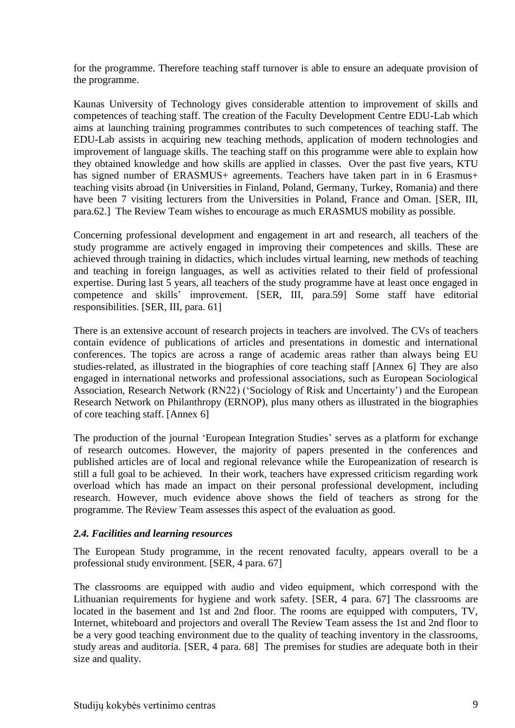for the programme. Therefore teaching staff turnover is able to ensure an adequate provision of the programme.

Kaunas University of Technology gives considerable attention to improvement of skills and competences of teaching staff. The creation of the Faculty Development Centre EDU-Lab which aims at launching training programmes contributes to such competences of teaching staff. The EDU-Lab assists in acquiring new teaching methods, application of modern technologies and improvement of language skills. The teaching staff on this programme were able to explain how they obtained knowledge and how skills are applied in classes. Over the past five years, KTU has signed number of ERASMUS+ agreements. Teachers have taken part in in 6 Erasmus+ teaching visits abroad (in Universities in Finland, Poland, Germany, Turkey, Romania) and there have been 7 visiting lecturers from the Universities in Poland, France and Oman. [SER, III, para.62.] The Review Team wishes to encourage as much ERASMUS mobility as possible.

Concerning professional development and engagement in art and research, all teachers of the study programme are actively engaged in improving their competences and skills. These are achieved through training in didactics, which includes virtual learning, new methods of teaching and teaching in foreign languages, as well as activities related to their field of professional expertise. During last 5 years, all teachers of the study programme have at least once engaged in competence and skills' improvement. [SER, III, para.59] Some staff have editorial responsibilities. [SER, III, para. 61]

There is an extensive account of research projects in teachers are involved. The CVs of teachers contain evidence of publications of articles and presentations in domestic and international conferences. The topics are across a range of academic areas rather than always being EU studies-related, as illustrated in the biographies of core teaching staff [Annex 6] They are also engaged in international networks and professional associations, such as European Sociological Association, Research Network (RN22) ('Sociology of Risk and Uncertainty') and the European Research Network on Philanthropy (ERNOP), plus many others as illustrated in the biographies of core teaching staff. [Annex 6]

The production of the journal 'European Integration Studies' serves as a platform for exchange of research outcomes. However, the majority of papers presented in the conferences and published articles are of local and regional relevance while the Europeanization of research is still a full goal to be achieved. In their work, teachers have expressed criticism regarding work overload which has made an impact on their personal professional development, including research. However, much evidence above shows the field of teachers as strong for the programme. The Review Team assesses this aspect of the evaluation as good.

### *2.4. Facilities and learning resources*

The European Study programme, in the recent renovated faculty, appears overall to be a professional study environment. [SER, 4 para. 67]

The classrooms are equipped with audio and video equipment, which correspond with the Lithuanian requirements for hygiene and work safety. [SER, 4 para. 67] The classrooms are located in the basement and 1st and 2nd floor. The rooms are equipped with computers, TV, Internet, whiteboard and projectors and overall The Review Team assess the 1st and 2nd floor to be a very good teaching environment due to the quality of teaching inventory in the classrooms, study areas and auditoria. [SER, 4 para. 68] The premises for studies are adequate both in their size and quality.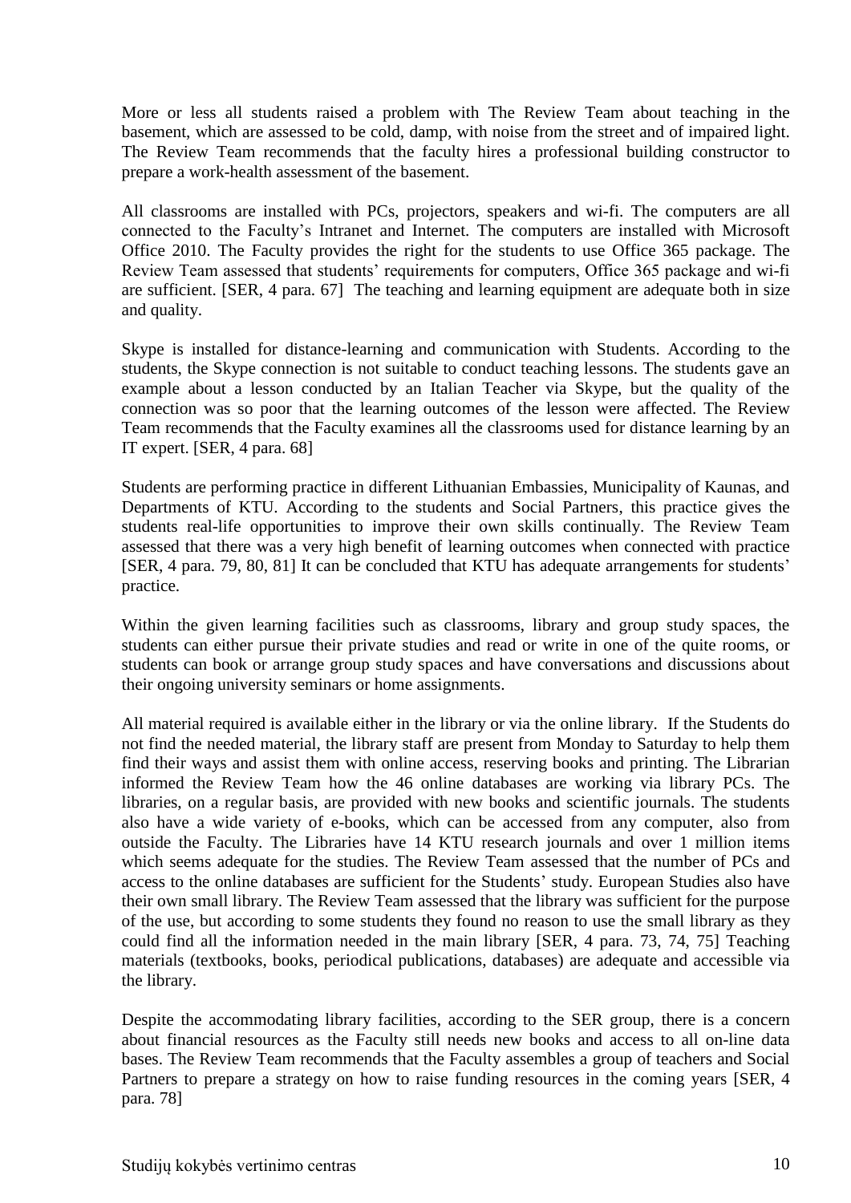More or less all students raised a problem with The Review Team about teaching in the basement, which are assessed to be cold, damp, with noise from the street and of impaired light. The Review Team recommends that the faculty hires a professional building constructor to prepare a work-health assessment of the basement.

All classrooms are installed with PCs, projectors, speakers and wi-fi. The computers are all connected to the Faculty's Intranet and Internet. The computers are installed with Microsoft Office 2010. The Faculty provides the right for the students to use Office 365 package. The Review Team assessed that students' requirements for computers, Office 365 package and wi-fi are sufficient. [SER, 4 para. 67] The teaching and learning equipment are adequate both in size and quality.

Skype is installed for distance-learning and communication with Students. According to the students, the Skype connection is not suitable to conduct teaching lessons. The students gave an example about a lesson conducted by an Italian Teacher via Skype, but the quality of the connection was so poor that the learning outcomes of the lesson were affected. The Review Team recommends that the Faculty examines all the classrooms used for distance learning by an IT expert. [SER, 4 para. 68]

Students are performing practice in different Lithuanian Embassies, Municipality of Kaunas, and Departments of KTU. According to the students and Social Partners, this practice gives the students real-life opportunities to improve their own skills continually. The Review Team assessed that there was a very high benefit of learning outcomes when connected with practice [SER, 4 para. 79, 80, 81] It can be concluded that KTU has adequate arrangements for students' practice.

Within the given learning facilities such as classrooms, library and group study spaces, the students can either pursue their private studies and read or write in one of the quite rooms, or students can book or arrange group study spaces and have conversations and discussions about their ongoing university seminars or home assignments.

All material required is available either in the library or via the online library. If the Students do not find the needed material, the library staff are present from Monday to Saturday to help them find their ways and assist them with online access, reserving books and printing. The Librarian informed the Review Team how the 46 online databases are working via library PCs. The libraries, on a regular basis, are provided with new books and scientific journals. The students also have a wide variety of e-books, which can be accessed from any computer, also from outside the Faculty. The Libraries have 14 KTU research journals and over 1 million items which seems adequate for the studies. The Review Team assessed that the number of PCs and access to the online databases are sufficient for the Students' study. European Studies also have their own small library. The Review Team assessed that the library was sufficient for the purpose of the use, but according to some students they found no reason to use the small library as they could find all the information needed in the main library [SER, 4 para. 73, 74, 75] Teaching materials (textbooks, books, periodical publications, databases) are adequate and accessible via the library.

Despite the accommodating library facilities, according to the SER group, there is a concern about financial resources as the Faculty still needs new books and access to all on-line data bases. The Review Team recommends that the Faculty assembles a group of teachers and Social Partners to prepare a strategy on how to raise funding resources in the coming years [SER, 4 para. 78]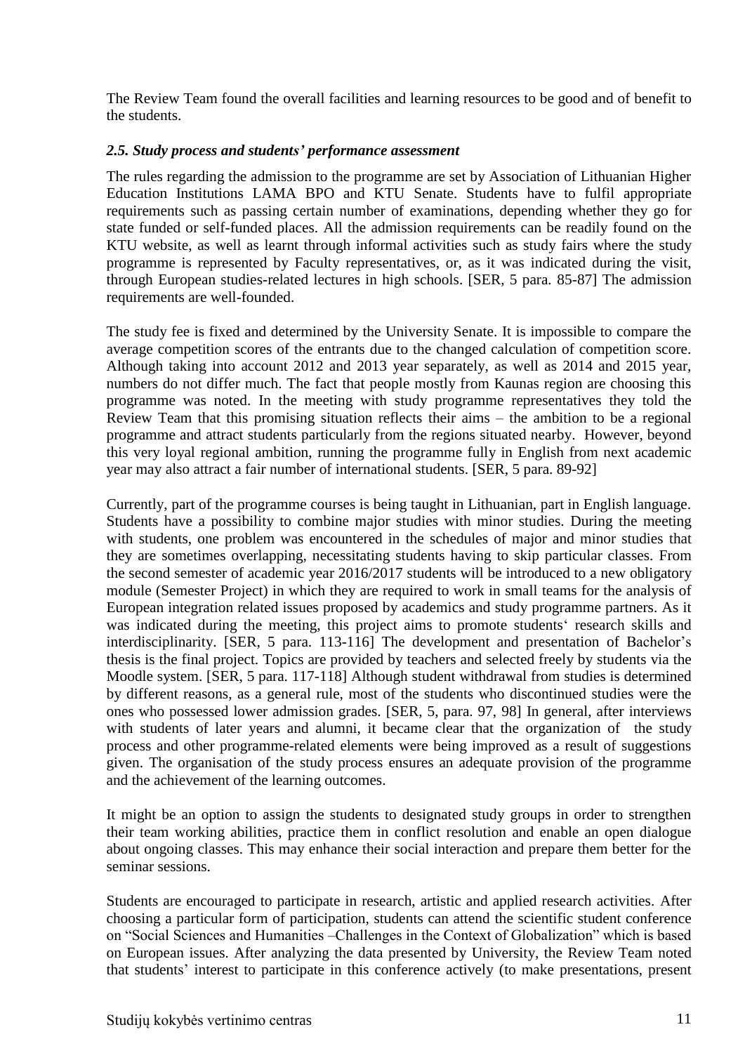The Review Team found the overall facilities and learning resources to be good and of benefit to the students.

### *2.5. Study process and students' performance assessment*

The rules regarding the admission to the programme are set by Association of Lithuanian Higher Education Institutions LAMA BPO and KTU Senate. Students have to fulfil appropriate requirements such as passing certain number of examinations, depending whether they go for state funded or self-funded places. All the admission requirements can be readily found on the KTU website, as well as learnt through informal activities such as study fairs where the study programme is represented by Faculty representatives, or, as it was indicated during the visit, through European studies-related lectures in high schools. [SER, 5 para. 85-87] The admission requirements are well-founded.

The study fee is fixed and determined by the University Senate. It is impossible to compare the average competition scores of the entrants due to the changed calculation of competition score. Although taking into account 2012 and 2013 year separately, as well as 2014 and 2015 year, numbers do not differ much. The fact that people mostly from Kaunas region are choosing this programme was noted. In the meeting with study programme representatives they told the Review Team that this promising situation reflects their aims – the ambition to be a regional programme and attract students particularly from the regions situated nearby. However, beyond this very loyal regional ambition, running the programme fully in English from next academic year may also attract a fair number of international students. [SER, 5 para. 89-92]

Currently, part of the programme courses is being taught in Lithuanian, part in English language. Students have a possibility to combine major studies with minor studies. During the meeting with students, one problem was encountered in the schedules of major and minor studies that they are sometimes overlapping, necessitating students having to skip particular classes. From the second semester of academic year 2016/2017 students will be introduced to a new obligatory module (Semester Project) in which they are required to work in small teams for the analysis of European integration related issues proposed by academics and study programme partners. As it was indicated during the meeting, this project aims to promote students' research skills and interdisciplinarity. [SER, 5 para. 113-116] The development and presentation of Bachelor's thesis is the final project. Topics are provided by teachers and selected freely by students via the Moodle system. [SER, 5 para. 117-118] Although student withdrawal from studies is determined by different reasons, as a general rule, most of the students who discontinued studies were the ones who possessed lower admission grades. [SER, 5, para. 97, 98] In general, after interviews with students of later years and alumni, it became clear that the organization of the study process and other programme-related elements were being improved as a result of suggestions given. The organisation of the study process ensures an adequate provision of the programme and the achievement of the learning outcomes.

It might be an option to assign the students to designated study groups in order to strengthen their team working abilities, practice them in conflict resolution and enable an open dialogue about ongoing classes. This may enhance their social interaction and prepare them better for the seminar sessions.

Students are encouraged to participate in research, artistic and applied research activities. After choosing a particular form of participation, students can attend the scientific student conference on "Social Sciences and Humanities –Challenges in the Context of Globalization" which is based on European issues. After analyzing the data presented by University, the Review Team noted that students' interest to participate in this conference actively (to make presentations, present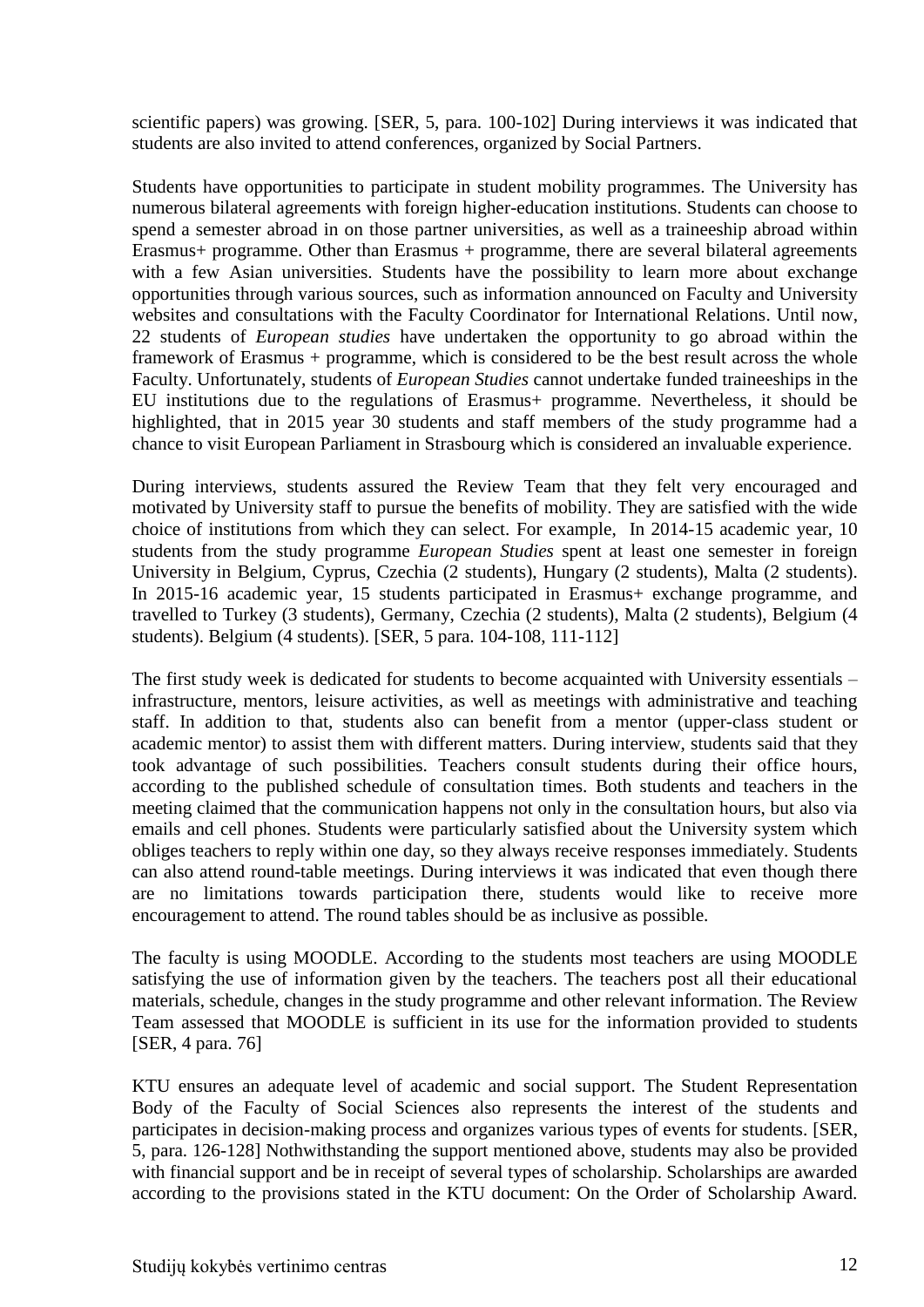scientific papers) was growing. [SER, 5, para. 100-102] During interviews it was indicated that students are also invited to attend conferences, organized by Social Partners.

Students have opportunities to participate in student mobility programmes. The University has numerous bilateral agreements with foreign higher-education institutions. Students can choose to spend a semester abroad in on those partner universities, as well as a traineeship abroad within Erasmus+ programme. Other than Erasmus + programme, there are several bilateral agreements with a few Asian universities. Students have the possibility to learn more about exchange opportunities through various sources, such as information announced on Faculty and University websites and consultations with the Faculty Coordinator for International Relations. Until now, 22 students of *European studies* have undertaken the opportunity to go abroad within the framework of Erasmus + programme, which is considered to be the best result across the whole Faculty. Unfortunately, students of *European Studies* cannot undertake funded traineeships in the EU institutions due to the regulations of Erasmus+ programme. Nevertheless, it should be highlighted, that in 2015 year 30 students and staff members of the study programme had a chance to visit European Parliament in Strasbourg which is considered an invaluable experience.

During interviews, students assured the Review Team that they felt very encouraged and motivated by University staff to pursue the benefits of mobility. They are satisfied with the wide choice of institutions from which they can select. For example, In 2014-15 academic year, 10 students from the study programme *European Studies* spent at least one semester in foreign University in Belgium, Cyprus, Czechia (2 students), Hungary (2 students), Malta (2 students). In 2015-16 academic year, 15 students participated in Erasmus+ exchange programme, and travelled to Turkey (3 students), Germany, Czechia (2 students), Malta (2 students), Belgium (4 students). Belgium (4 students). [SER, 5 para. 104-108, 111-112]

The first study week is dedicated for students to become acquainted with University essentials – infrastructure, mentors, leisure activities, as well as meetings with administrative and teaching staff. In addition to that, students also can benefit from a mentor (upper-class student or academic mentor) to assist them with different matters. During interview, students said that they took advantage of such possibilities. Teachers consult students during their office hours, according to the published schedule of consultation times. Both students and teachers in the meeting claimed that the communication happens not only in the consultation hours, but also via emails and cell phones. Students were particularly satisfied about the University system which obliges teachers to reply within one day, so they always receive responses immediately. Students can also attend round-table meetings. During interviews it was indicated that even though there are no limitations towards participation there, students would like to receive more encouragement to attend. The round tables should be as inclusive as possible.

The faculty is using MOODLE. According to the students most teachers are using MOODLE satisfying the use of information given by the teachers. The teachers post all their educational materials, schedule, changes in the study programme and other relevant information. The Review Team assessed that MOODLE is sufficient in its use for the information provided to students [SER, 4 para. 76]

KTU ensures an adequate level of academic and social support. The Student Representation Body of the Faculty of Social Sciences also represents the interest of the students and participates in decision-making process and organizes various types of events for students. [SER, 5, para. 126-128] Nothwithstanding the support mentioned above, students may also be provided with financial support and be in receipt of several types of scholarship. Scholarships are awarded according to the provisions stated in the KTU document: On the Order of Scholarship Award.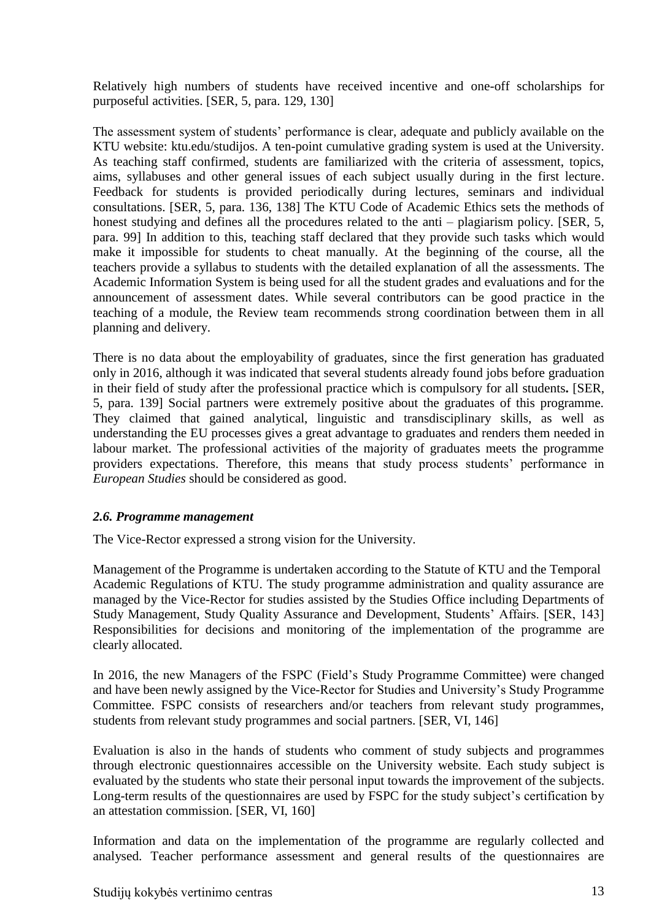Relatively high numbers of students have received incentive and one-off scholarships for purposeful activities. [SER, 5, para. 129, 130]

The assessment system of students' performance is clear, adequate and publicly available on the KTU website: ktu.edu/studijos. A ten-point cumulative grading system is used at the University. As teaching staff confirmed, students are familiarized with the criteria of assessment, topics, aims, syllabuses and other general issues of each subject usually during in the first lecture. Feedback for students is provided periodically during lectures, seminars and individual consultations. [SER, 5, para. 136, 138] The KTU Code of Academic Ethics sets the methods of honest studying and defines all the procedures related to the anti – plagiarism policy. [SER, 5, para. 99] In addition to this, teaching staff declared that they provide such tasks which would make it impossible for students to cheat manually. At the beginning of the course, all the teachers provide a syllabus to students with the detailed explanation of all the assessments. The Academic Information System is being used for all the student grades and evaluations and for the announcement of assessment dates. While several contributors can be good practice in the teaching of a module, the Review team recommends strong coordination between them in all planning and delivery.

There is no data about the employability of graduates, since the first generation has graduated only in 2016, although it was indicated that several students already found jobs before graduation in their field of study after the professional practice which is compulsory for all students**.** [SER, 5, para. 139] Social partners were extremely positive about the graduates of this programme. They claimed that gained analytical, linguistic and transdisciplinary skills, as well as understanding the EU processes gives a great advantage to graduates and renders them needed in labour market. The professional activities of the majority of graduates meets the programme providers expectations. Therefore, this means that study process students' performance in *European Studies* should be considered as good.

### *2.6. Programme management*

The Vice-Rector expressed a strong vision for the University.

Management of the Programme is undertaken according to the Statute of KTU and the Temporal Academic Regulations of KTU. The study programme administration and quality assurance are managed by the Vice-Rector for studies assisted by the Studies Office including Departments of Study Management, Study Quality Assurance and Development, Students' Affairs. [SER, 143] Responsibilities for decisions and monitoring of the implementation of the programme are clearly allocated.

In 2016, the new Managers of the FSPC (Field's Study Programme Committee) were changed and have been newly assigned by the Vice-Rector for Studies and University's Study Programme Committee. FSPC consists of researchers and/or teachers from relevant study programmes, students from relevant study programmes and social partners. [SER, VI, 146]

Evaluation is also in the hands of students who comment of study subjects and programmes through electronic questionnaires accessible on the University website. Each study subject is evaluated by the students who state their personal input towards the improvement of the subjects. Long-term results of the questionnaires are used by FSPC for the study subject's certification by an attestation commission. [SER, VI, 160]

Information and data on the implementation of the programme are regularly collected and analysed. Teacher performance assessment and general results of the questionnaires are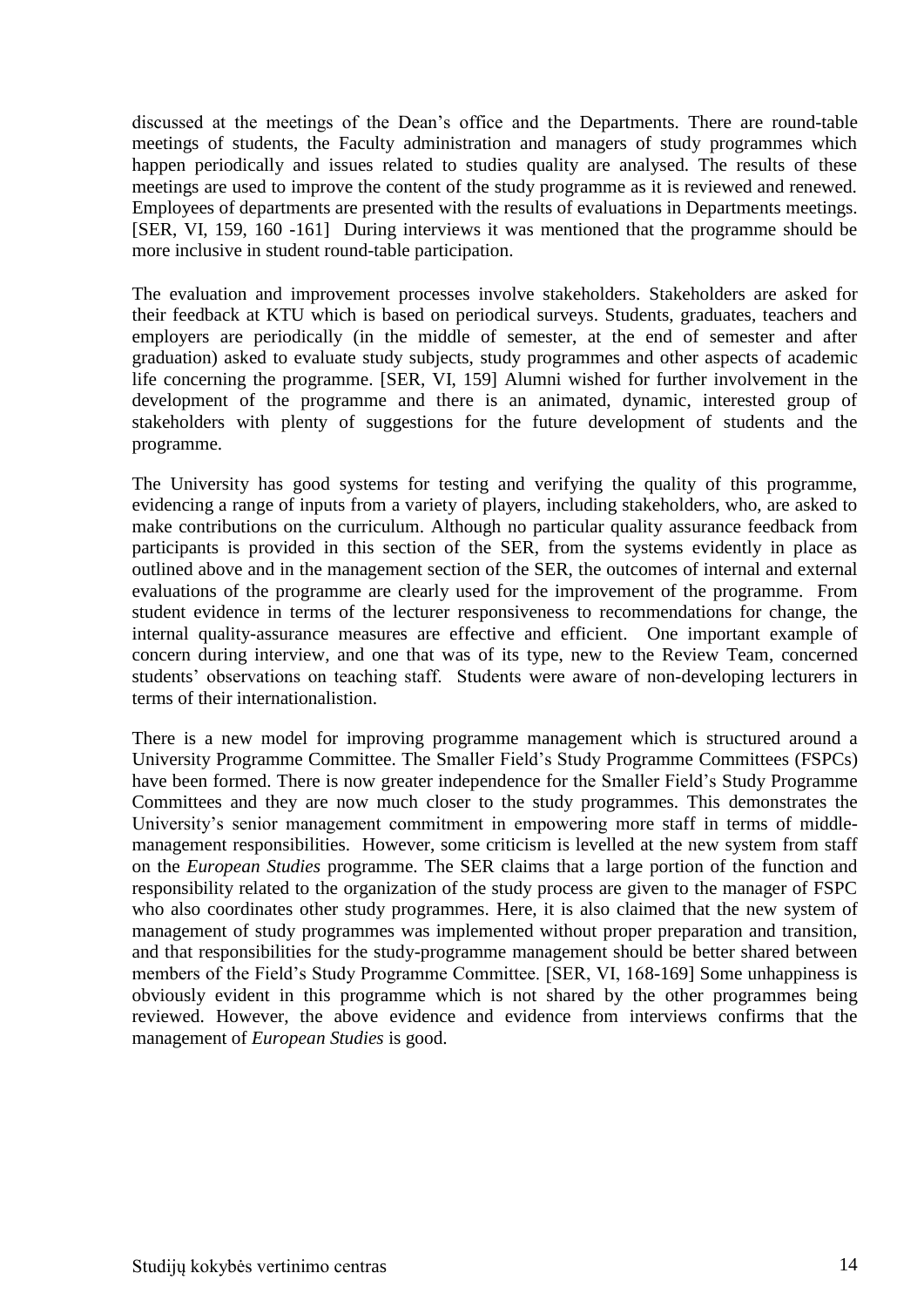discussed at the meetings of the Dean's office and the Departments. There are round-table meetings of students, the Faculty administration and managers of study programmes which happen periodically and issues related to studies quality are analysed. The results of these meetings are used to improve the content of the study programme as it is reviewed and renewed. Employees of departments are presented with the results of evaluations in Departments meetings. [SER, VI, 159, 160 -161] During interviews it was mentioned that the programme should be more inclusive in student round-table participation.

The evaluation and improvement processes involve stakeholders. Stakeholders are asked for their feedback at KTU which is based on periodical surveys. Students, graduates, teachers and employers are periodically (in the middle of semester, at the end of semester and after graduation) asked to evaluate study subjects, study programmes and other aspects of academic life concerning the programme. [SER, VI, 159] Alumni wished for further involvement in the development of the programme and there is an animated, dynamic, interested group of stakeholders with plenty of suggestions for the future development of students and the programme.

The University has good systems for testing and verifying the quality of this programme, evidencing a range of inputs from a variety of players, including stakeholders, who, are asked to make contributions on the curriculum. Although no particular quality assurance feedback from participants is provided in this section of the SER, from the systems evidently in place as outlined above and in the management section of the SER, the outcomes of internal and external evaluations of the programme are clearly used for the improvement of the programme. From student evidence in terms of the lecturer responsiveness to recommendations for change, the internal quality-assurance measures are effective and efficient. One important example of concern during interview, and one that was of its type, new to the Review Team, concerned students' observations on teaching staff. Students were aware of non-developing lecturers in terms of their internationalistion.

There is a new model for improving programme management which is structured around a University Programme Committee. The Smaller Field's Study Programme Committees (FSPCs) have been formed. There is now greater independence for the Smaller Field's Study Programme Committees and they are now much closer to the study programmes. This demonstrates the University's senior management commitment in empowering more staff in terms of middle-management responsibilities. However, some criticism is levelled at the new system from staff on the *European Studies* programme. The SER claims that a large portion of the function and responsibility related to the organization of the study process are given to the manager of FSPC who also coordinates other study programmes. Here, it is also claimed that the new system of management of study programmes was implemented without proper preparation and transition, and that responsibilities for the study-programme management should be better shared between members of the Field's Study Programme Committee. [SER, VI, 168-169] Some unhappiness is obviously evident in this programme which is not shared by the other programmes being reviewed. However, the above evidence and evidence from interviews confirms that the management of *European Studies* is good.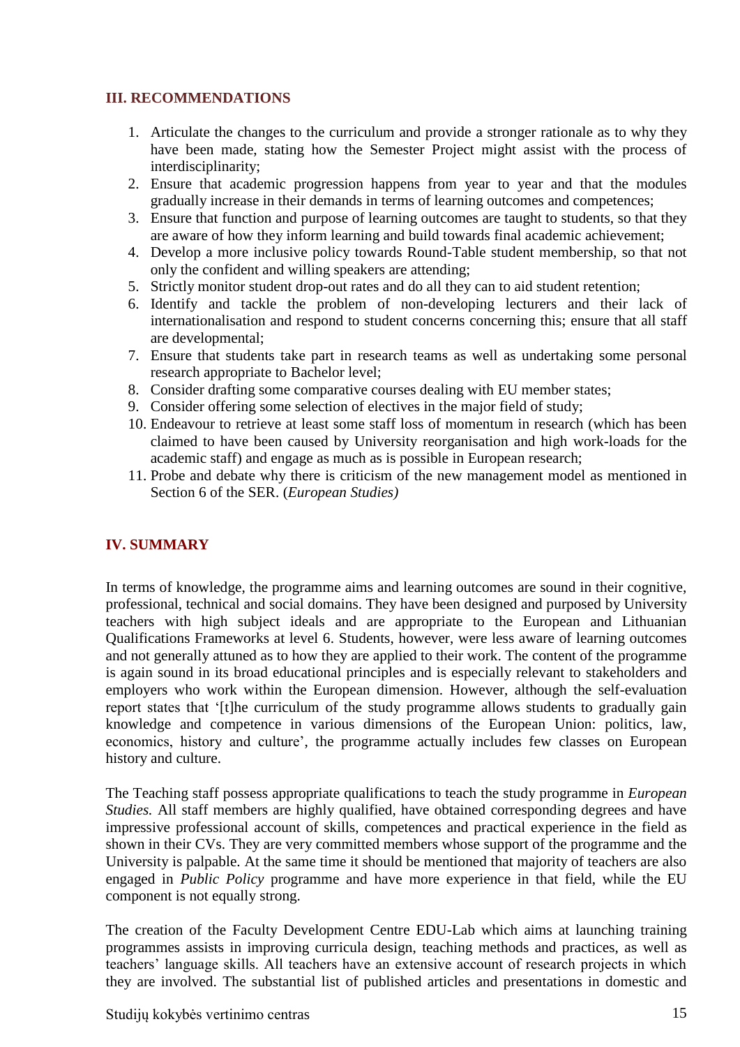## III. RECOMMENDATIONS

1. Articulate the changes to the curriculum and provide a stronger rationale as to why they have been made, stating how the Semester Project might assist with the process of interdisciplinarity;
2. Ensure that academic progression happens from year to year and that the modules gradually increase in their demands in terms of learning outcomes and competences;
3. Ensure that function and purpose of learning outcomes are taught to students, so that they are aware of how they inform learning and build towards final academic achievement;
4. Develop a more inclusive policy towards Round-Table student membership, so that not only the confident and willing speakers are attending;
5. Strictly monitor student drop-out rates and do all they can to aid student retention;
6. Identify and tackle the problem of non-developing lecturers and their lack of internationalisation and respond to student concerns concerning this; ensure that all staff are developmental;
7. Ensure that students take part in research teams as well as undertaking some personal research appropriate to Bachelor level;
8. Consider drafting some comparative courses dealing with EU member states;
9. Consider offering some selection of electives in the major field of study;
10. Endeavour to retrieve at least some staff loss of momentum in research (which has been claimed to have been caused by University reorganisation and high work-loads for the academic staff) and engage as much as is possible in European research;
11. Probe and debate why there is criticism of the new management model as mentioned in Section 6 of the SER. (*European Studies)*

## IV. SUMMARY

In terms of knowledge, the programme aims and learning outcomes are sound in their cognitive, professional, technical and social domains. They have been designed and purposed by University teachers with high subject ideals and are appropriate to the European and Lithuanian Qualifications Frameworks at level 6. Students, however, were less aware of learning outcomes and not generally attuned as to how they are applied to their work. The content of the programme is again sound in its broad educational principles and is especially relevant to stakeholders and employers who work within the European dimension. However, although the self-evaluation report states that '[t]he curriculum of the study programme allows students to gradually gain knowledge and competence in various dimensions of the European Union: politics, law, economics, history and culture', the programme actually includes few classes on European history and culture.

The Teaching staff possess appropriate qualifications to teach the study programme in *European Studies.* All staff members are highly qualified, have obtained corresponding degrees and have impressive professional account of skills, competences and practical experience in the field as shown in their CVs. They are very committed members whose support of the programme and the University is palpable. At the same time it should be mentioned that majority of teachers are also engaged in *Public Policy* programme and have more experience in that field, while the EU component is not equally strong.

The creation of the Faculty Development Centre EDU-Lab which aims at launching training programmes assists in improving curricula design, teaching methods and practices, as well as teachers' language skills. All teachers have an extensive account of research projects in which they are involved. The substantial list of published articles and presentations in domestic and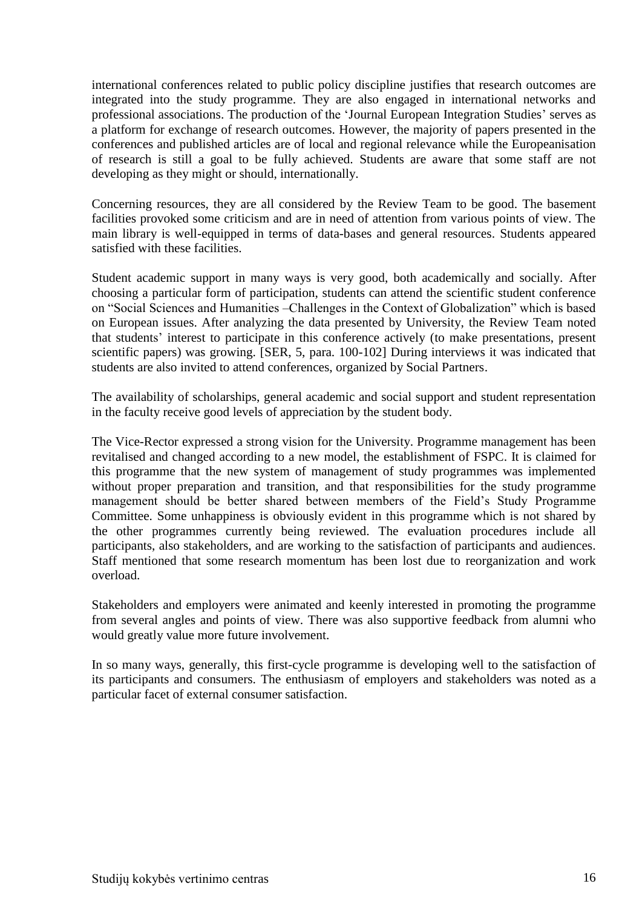international conferences related to public policy discipline justifies that research outcomes are integrated into the study programme. They are also engaged in international networks and professional associations. The production of the 'Journal European Integration Studies' serves as a platform for exchange of research outcomes. However, the majority of papers presented in the conferences and published articles are of local and regional relevance while the Europeanisation of research is still a goal to be fully achieved. Students are aware that some staff are not developing as they might or should, internationally.

Concerning resources, they are all considered by the Review Team to be good. The basement facilities provoked some criticism and are in need of attention from various points of view. The main library is well-equipped in terms of data-bases and general resources. Students appeared satisfied with these facilities.

Student academic support in many ways is very good, both academically and socially. After choosing a particular form of participation, students can attend the scientific student conference on "Social Sciences and Humanities –Challenges in the Context of Globalization" which is based on European issues. After analyzing the data presented by University, the Review Team noted that students' interest to participate in this conference actively (to make presentations, present scientific papers) was growing. [SER, 5, para. 100-102] During interviews it was indicated that students are also invited to attend conferences, organized by Social Partners.

The availability of scholarships, general academic and social support and student representation in the faculty receive good levels of appreciation by the student body.

The Vice-Rector expressed a strong vision for the University. Programme management has been revitalised and changed according to a new model, the establishment of FSPC. It is claimed for this programme that the new system of management of study programmes was implemented without proper preparation and transition, and that responsibilities for the study programme management should be better shared between members of the Field's Study Programme Committee. Some unhappiness is obviously evident in this programme which is not shared by the other programmes currently being reviewed. The evaluation procedures include all participants, also stakeholders, and are working to the satisfaction of participants and audiences. Staff mentioned that some research momentum has been lost due to reorganization and work overload.

Stakeholders and employers were animated and keenly interested in promoting the programme from several angles and points of view. There was also supportive feedback from alumni who would greatly value more future involvement.

In so many ways, generally, this first-cycle programme is developing well to the satisfaction of its participants and consumers. The enthusiasm of employers and stakeholders was noted as a particular facet of external consumer satisfaction.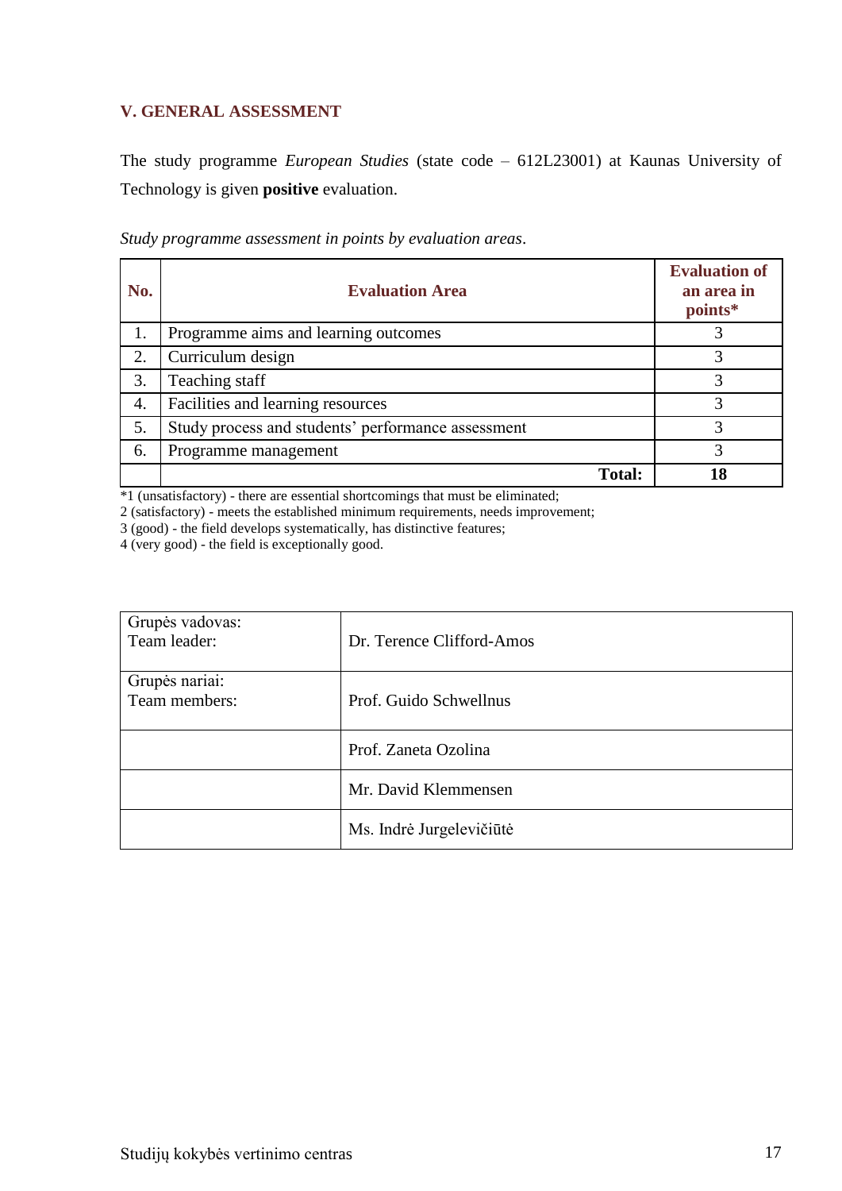## V. GENERAL ASSESSMENT

The study programme *European Studies* (state code – 612L23001) at Kaunas University of Technology is given **positive** evaluation.

*Study programme assessment in points by evaluation areas*.

| No. | Evaluation Area | Evaluation of an area in points* |
|---|---|---|
| 1. | Programme aims and learning outcomes | 3 |
| 2. | Curriculum design | 3 |
| 3. | Teaching staff | 3 |
| 4. | Facilities and learning resources | 3 |
| 5. | Study process and students' performance assessment | 3 |
| 6. | Programme management | 3 |
| | **Total:** | **18** |

*1 (unsatisfactory) - there are essential shortcomings that must be eliminated;
2 (satisfactory) - meets the established minimum requirements, needs improvement;
3 (good) - the field develops systematically, has distinctive features;
4 (very good) - the field is exceptionally good.

| | |
|---|---|
| Grupės vadovas:<br>Team leader: | Dr. Terence Clifford-Amos |
| Grupės nariai:<br>Team members: | Prof. Guido Schwellnus |
| | Prof. Zaneta Ozolina |
| | Mr. David Klemmensen |
| | Ms. Indrė Jurgelevičiūtė |

Studijų kokybės vertinimo centras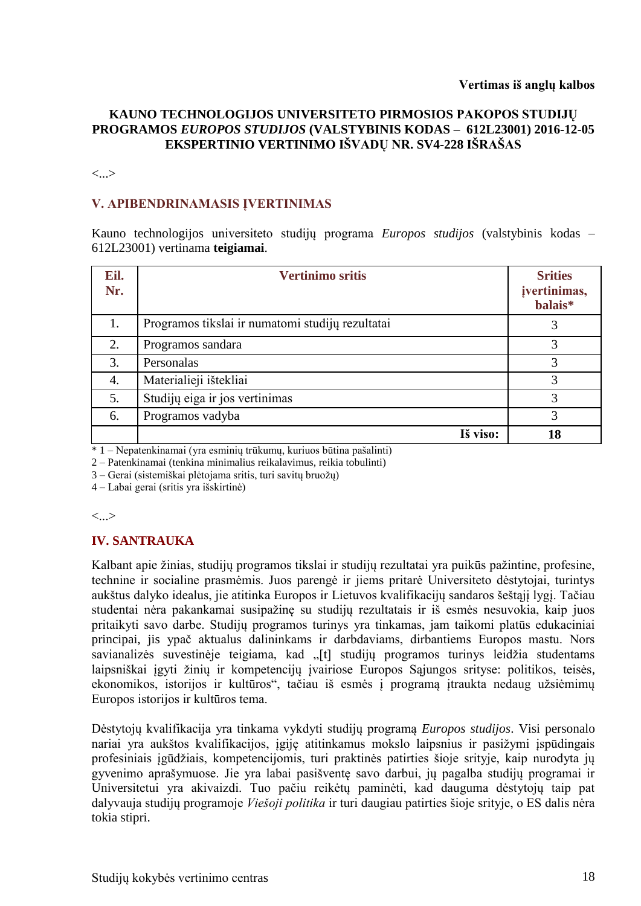**Vertimas iš anglų kalbos**

**KAUNO TECHNOLOGIJOS UNIVERSITETO PIRMOSIOS PAKOPOS STUDIJŲ PROGRAMOS *EUROPOS STUDIJOS* (VALSTYBINIS KODAS – 612L23001) 2016-12-05 EKSPERTINIO VERTINIMO IŠVADŲ NR. SV4-228 IŠRAŠAS**

<...>

## V. APIBENDRINAMASIS ĮVERTINIMAS

Kauno technologijos universiteto studijų programa *Europos studijos* (valstybinis kodas – 612L23001) vertinama **teigiamai**.

| Eil. Nr. | Vertinimo sritis | Srities įvertinimas, balais* |
|---|---|---|
| 1. | Programos tikslai ir numatomi studijų rezultatai | 3 |
| 2. | Programos sandara | 3 |
| 3. | Personalas | 3 |
| 4. | Materialieji ištekliai | 3 |
| 5. | Studijų eiga ir jos vertinimas | 3 |
| 6. | Programos vadyba | 3 |
| | **Iš viso:** | **18** |

\* 1 – Nepatenkinamai (yra esminių trūkumų, kuriuos būtina pašalinti)
2 – Patenkinamai (tenkina minimalius reikalavimus, reikia tobulinti)
3 – Gerai (sistemiškai plėtojama sritis, turi savitų bruožų)
4 – Labai gerai (sritis yra išskirtinė)

<...>

## IV. SANTRAUKA

Kalbant apie žinias, studijų programos tikslai ir studijų rezultatai yra puikūs pažintine, profesine, technine ir socialine prasmėmis. Juos parengė ir jiems pritarė Universiteto dėstytojai, turintys aukštus dalyko idealus, jie atitinka Europos ir Lietuvos kvalifikacijų sandaros šeštąjį lygį. Tačiau studentai nėra pakankamai susipažinę su studijų rezultatais ir iš esmės nesuvokia, kaip juos pritaikyti savo darbe. Studijų programos turinys yra tinkamas, jam taikomi platūs edukaciniai principai, jis ypač aktualus dalininkams ir darbdaviams, dirbantiems Europos mastu. Nors savianalizės suvestinėje teigiama, kad „[t] studijų programos turinys leidžia studentams laipsniškai įgyti žinių ir kompetencijų įvairiose Europos Sąjungos srityse: politikos, teisės, ekonomikos, istorijos ir kultūros“, tačiau iš esmės į programą įtraukta nedaug užsiėmimų Europos istorijos ir kultūros tema.

Dėstytojų kvalifikacija yra tinkama vykdyti studijų programą *Europos studijos*. Visi personalo nariai yra aukštos kvalifikacijos, įgiję atitinkamus mokslo laipsnius ir pasižymi įspūdingais profesiniais įgūdžiais, kompetencijomis, turi praktinės patirties šioje srityje, kaip nurodyta jų gyvenimo aprašymuose. Jie yra labai pasišventę savo darbui, jų pagalba studijų programai ir Universitetui yra akivaizdi. Tuo pačiu reikėtų paminėti, kad dauguma dėstytojų taip pat dalyvauja studijų programoje *Viešoji politika* ir turi daugiau patirties šioje srityje, o ES dalis nėra tokia stipri.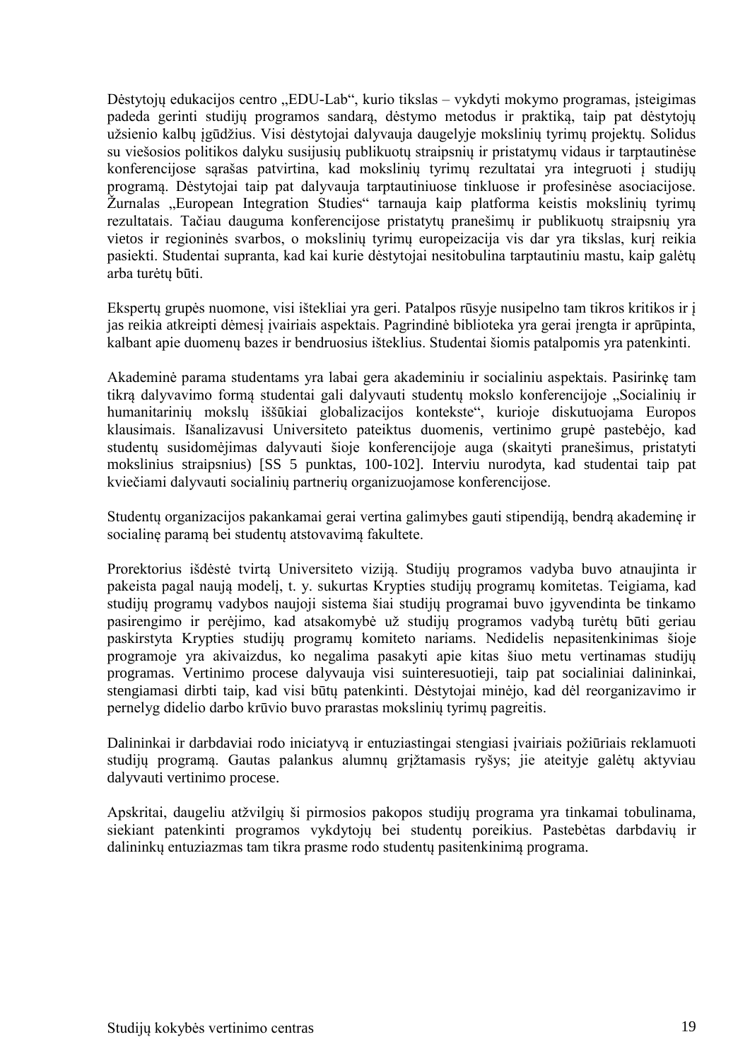Dėstytojų edukacijos centro „EDU-Lab“, kurio tikslas – vykdyti mokymo programas, įsteigimas padeda gerinti studijų programos sandarą, dėstymo metodus ir praktiką, taip pat dėstytojų užsienio kalbų įgūdžius. Visi dėstytojai dalyvauja daugelyje mokslinių tyrimų projektų. Solidus su viešosios politikos dalyku susijusių publikuotų straipsnių ir pristatymų vidaus ir tarptautinėse konferencijose sąrašas patvirtina, kad mokslinių tyrimų rezultatai yra integruoti į studijų programą. Dėstytojai taip pat dalyvauja tarptautiniuose tinkluose ir profesinėse asociacijose. Žurnalas „European Integration Studies“ tarnauja kaip platforma keistis mokslinių tyrimų rezultatais. Tačiau dauguma konferencijose pristatytų pranešimų ir publikuotų straipsnių yra vietos ir regioninės svarbos, o mokslinių tyrimų europeizacija vis dar yra tikslas, kurį reikia pasiekti. Studentai supranta, kad kai kurie dėstytojai nesitobulina tarptautiniu mastu, kaip galėtų arba turėtų būti.

Ekspertų grupės nuomone, visi ištekliai yra geri. Patalpos rūsyje nusipelno tam tikros kritikos ir į jas reikia atkreipti dėmesį įvairiais aspektais. Pagrindinė biblioteka yra gerai įrengta ir aprūpinta, kalbant apie duomenų bazes ir bendruosius išteklius. Studentai šiomis patalpomis yra patenkinti.

Akademinė parama studentams yra labai gera akademiniu ir socialiniu aspektais. Pasirinkę tam tikrą dalyvavimo formą studentai gali dalyvauti studentų mokslo konferencijoje „Socialinių ir humanitarinių mokslų iššūkiai globalizacijos kontekste“, kurioje diskutuojama Europos klausimais. Išanalizavusi Universiteto pateiktus duomenis, vertinimo grupė pastebėjo, kad studentų susidomėjimas dalyvauti šioje konferencijoje auga (skaityti pranešimus, pristatyti mokslinius straipsnius) [SS 5 punktas, 100-102]. Interviu nurodyta, kad studentai taip pat kviečiami dalyvauti socialinių partnerių organizuojamose konferencijose.

Studentų organizacijos pakankamai gerai vertina galimybes gauti stipendiją, bendrą akademinę ir socialinę paramą bei studentų atstovavimą fakultete.

Prorektorius išdėstė tvirtą Universiteto viziją. Studijų programos vadyba buvo atnaujinta ir pakeista pagal naują modelį, t. y. sukurtas Krypties studijų programų komitetas. Teigiama, kad studijų programų vadybos naujoji sistema šiai studijų programai buvo įgyvendinta be tinkamo pasirengimo ir perėjimo, kad atsakomybė už studijų programos vadybą turėtų būti geriau paskirstyta Krypties studijų programų komiteto nariams. Nedidelis nepasitenkinimas šioje programoje yra akivaizdus, ko negalima pasakyti apie kitas šiuo metu vertinamas studijų programas. Vertinimo procese dalyvauja visi suinteresuotieji, taip pat socialiniai dalininkai, stengiamasi dirbti taip, kad visi būtų patenkinti. Dėstytojai minėjo, kad dėl reorganizavimo ir pernelyg didelio darbo krūvio buvo prarastas mokslinių tyrimų pagreitis.

Dalininkai ir darbdaviai rodo iniciatyvą ir entuziastingai stengiasi įvairiais požiūriais reklamuoti studijų programą. Gautas palankus alumnų grįžtamasis ryšys; jie ateityje galėtų aktyviau dalyvauti vertinimo procese.

Apskritai, daugeliu atžvilgių ši pirmosios pakopos studijų programa yra tinkamai tobulinama, siekiant patenkinti programos vykdytojų bei studentų poreikius. Pastebėtas darbdavių ir dalininkų entuziazmas tam tikra prasme rodo studentų pasitenkinimą programa.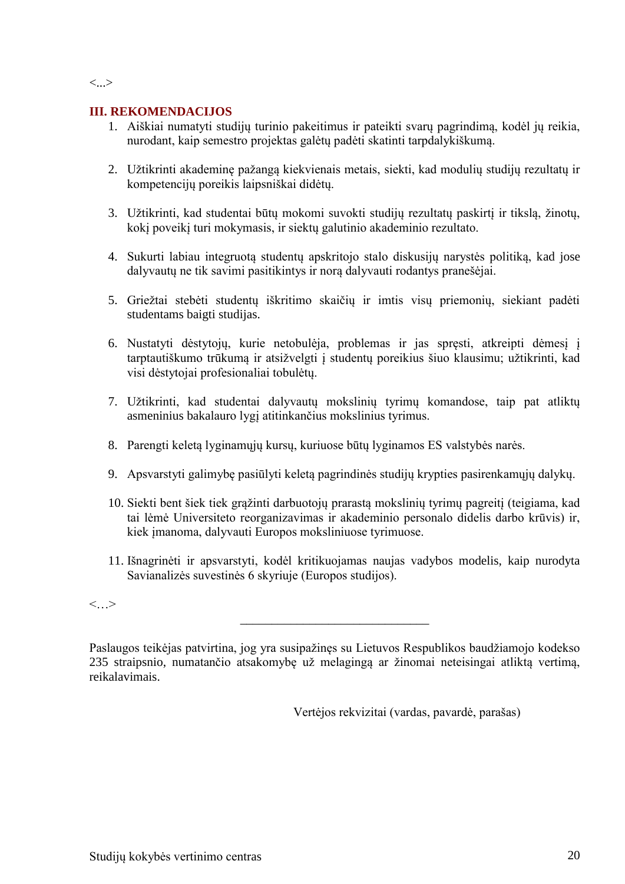<...>

## III. REKOMENDACIJOS

1. Aiškiai numatyti studijų turinio pakeitimus ir pateikti svarų pagrindimą, kodėl jų reikia, nurodant, kaip semestro projektas galėtų padėti skatinti tarpdalykiškumą.

2. Užtikrinti akademinę pažangą kiekvienais metais, siekti, kad modulių studijų rezultatų ir kompetencijų poreikis laipsniškai didėtų.

3. Užtikrinti, kad studentai būtų mokomi suvokti studijų rezultatų paskirtį ir tikslą, žinotų, kokį poveikį turi mokymasis, ir siektų galutinio akademinio rezultato.

4. Sukurti labiau integruotą studentų apskritojo stalo diskusijų narystės politiką, kad jose dalyvautų ne tik savimi pasitikintys ir norą dalyvauti rodantys pranešėjai.

5. Griežtai stebėti studentų iškritimo skaičių ir imtis visų priemonių, siekiant padėti studentams baigti studijas.

6. Nustatyti dėstytojų, kurie netobulėja, problemas ir jas spręsti, atkreipti dėmesį į tarptautiškumo trūkumą ir atsižvelgti į studentų poreikius šiuo klausimu; užtikrinti, kad visi dėstytojai profesionaliai tobulėtų.

7. Užtikrinti, kad studentai dalyvautų mokslinių tyrimų komandose, taip pat atliktų asmeninius bakalauro lygį atitinkančius mokslinius tyrimus.

8. Parengti keletą lyginamųjų kursų, kuriuose būtų lyginamos ES valstybės narės.

9. Apsvarstyti galimybę pasiūlyti keletą pagrindinės studijų krypties pasirenkamųjų dalykų.

10. Siekti bent šiek tiek grąžinti darbuotojų prarastą mokslinių tyrimų pagreitį (teigiama, kad tai lėmė Universiteto reorganizavimas ir akademinio personalo didelis darbo krūvis) ir, kiek įmanoma, dalyvauti Europos moksliniuose tyrimuose.

11. Išnagrinėti ir apsvarstyti, kodėl kritikuojamas naujas vadybos modelis, kaip nurodyta Savianalizės suvestinės 6 skyriuje (Europos studijos).

<…>

______________________________

Paslaugos teikėjas patvirtina, jog yra susipažinęs su Lietuvos Respublikos baudžiamojo kodekso 235 straipsnio, numatančio atsakomybę už melagingą ar žinomai neteisingai atliktą vertimą, reikalavimais.

Vertėjos rekvizitai (vardas, pavardė, parašas)